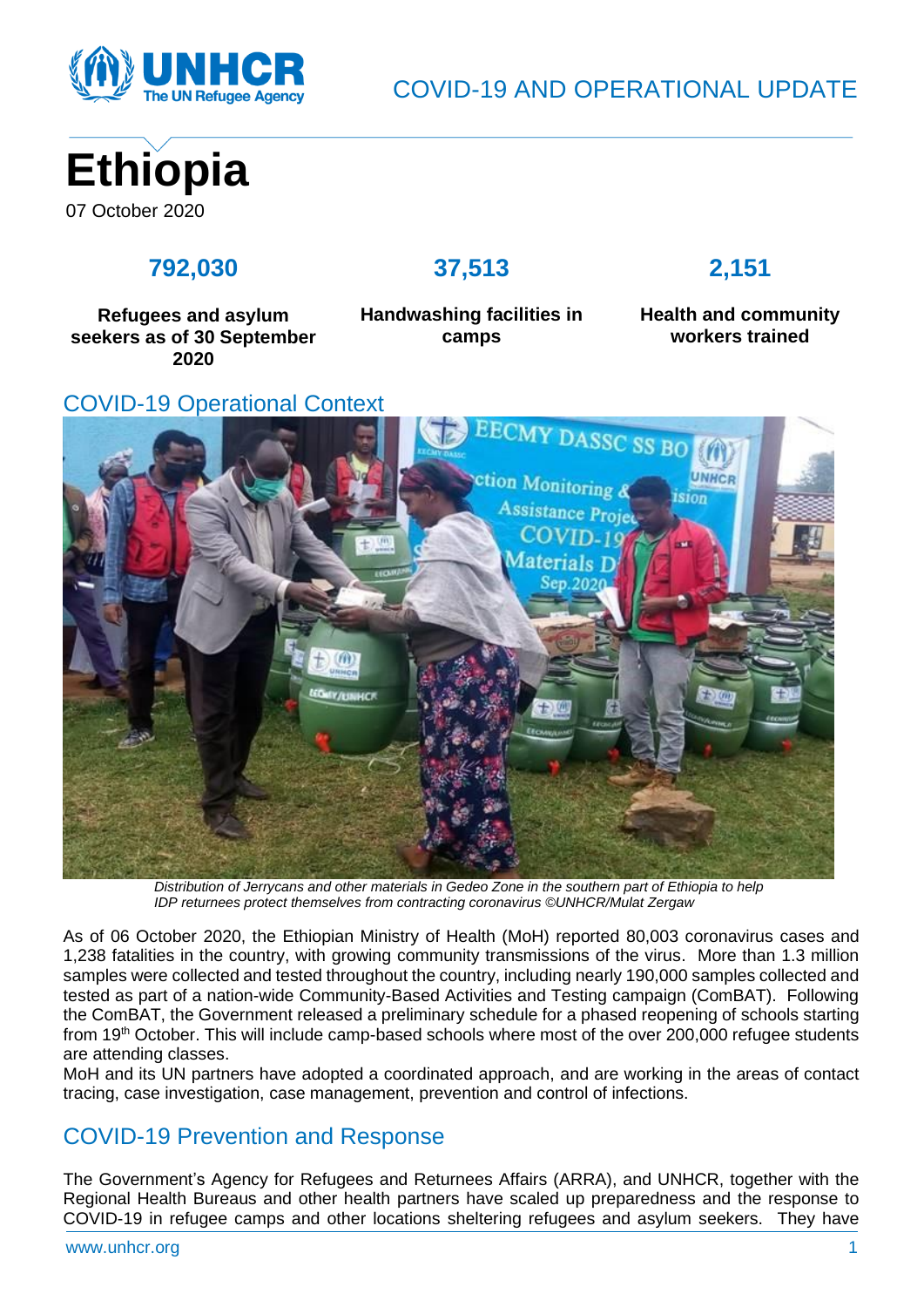COVID-19 AND OPERATIONAL UPDATE

# Ethiopia

07 October 2020

**792,030**

**Refugees and asylum seekers as of 30 September 2020**

**37,513**

**Handwashing facilities in camps**

**2,151**

**Health and community workers trained**

## COVID-19 Operational Context

*Distribution of Jerrycans and other materials in Gedeo Zone in the southern part of Ethiopia to help IDP returnees protect themselves from contracting coronavirus ©UNHCR/Mulat Zergaw*

As of 06 October 2020, the Ethiopian Ministry of Health (MoH) reported 80,003 coronavirus cases and 1,238 fatalities in the country, with growing community transmissions of the virus. More than 1.3 million samples were collected and tested throughout the country, including nearly 190,000 samples collected and tested as part of a nation-wide Community-Based Activities and Testing campaign (ComBAT). Following the ComBAT, the Government released a preliminary schedule for a phased reopening of schools starting from 19th October. This will include camp-based schools where most of the over 200,000 refugee students are attending classes.

MoH and its UN partners have adopted a coordinated approach, and are working in the areas of contact tracing, case investigation, case management, prevention and control of infections.

## COVID-19 Prevention and Response

The Government's Agency for Refugees and Returnees Affairs (ARRA), and UNHCR, together with the Regional Health Bureaus and other health partners have scaled up preparedness and the response to COVID-19 in refugee camps and other locations sheltering refugees and asylum seekers. They have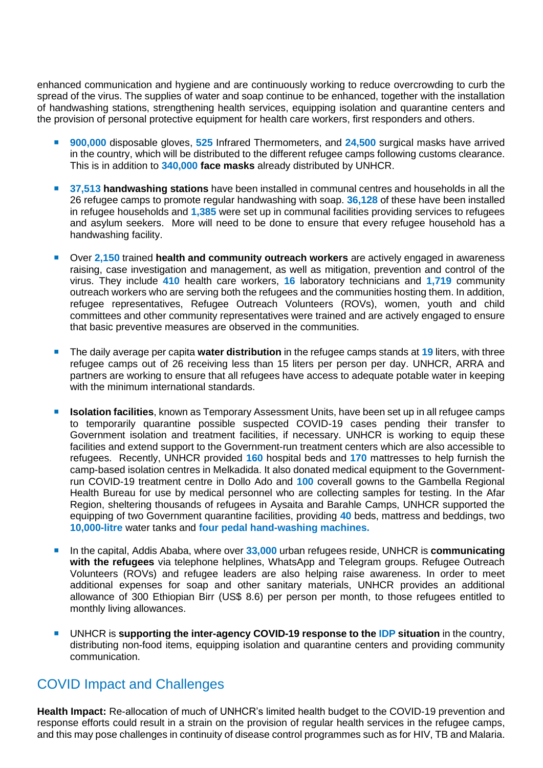enhanced communication and hygiene and are continuously working to reduce overcrowding to curb the spread of the virus. The supplies of water and soap continue to be enhanced, together with the installation of handwashing stations, strengthening health services, equipping isolation and quarantine centers and the provision of personal protective equipment for health care workers, first responders and others.

- **900,000** disposable gloves, **525** Infrared Thermometers, and **24,500** surgical masks have arrived in the country, which will be distributed to the different refugee camps following customs clearance. This is in addition to **340,000 face masks** already distributed by UNHCR.

- **37,513 handwashing stations** have been installed in communal centres and households in all the 26 refugee camps to promote regular handwashing with soap. **36,128** of these have been installed in refugee households and **1,385** were set up in communal facilities providing services to refugees and asylum seekers. More will need to be done to ensure that every refugee household has a handwashing facility.

- Over **2,150** trained **health and community outreach workers** are actively engaged in awareness raising, case investigation and management, as well as mitigation, prevention and control of the virus. They include **410** health care workers, **16** laboratory technicians and **1,719** community outreach workers who are serving both the refugees and the communities hosting them. In addition, refugee representatives, Refugee Outreach Volunteers (ROVs), women, youth and child committees and other community representatives were trained and are actively engaged to ensure that basic preventive measures are observed in the communities.

- The daily average per capita **water distribution** in the refugee camps stands at **19** liters, with three refugee camps out of 26 receiving less than 15 liters per person per day. UNHCR, ARRA and partners are working to ensure that all refugees have access to adequate potable water in keeping with the minimum international standards.

- **Isolation facilities**, known as Temporary Assessment Units, have been set up in all refugee camps to temporarily quarantine possible suspected COVID-19 cases pending their transfer to Government isolation and treatment facilities, if necessary. UNHCR is working to equip these facilities and extend support to the Government-run treatment centers which are also accessible to refugees. Recently, UNHCR provided **160** hospital beds and **170** mattresses to help furnish the camp-based isolation centres in Melkadida. It also donated medical equipment to the Government-run COVID-19 treatment centre in Dollo Ado and **100** coverall gowns to the Gambella Regional Health Bureau for use by medical personnel who are collecting samples for testing. In the Afar Region, sheltering thousands of refugees in Aysaita and Barahle Camps, UNHCR supported the equipping of two Government quarantine facilities, providing **40** beds, mattress and beddings, two **10,000-litre** water tanks and **four pedal hand-washing machines.**

- In the capital, Addis Ababa, where over **33,000** urban refugees reside, UNHCR is **communicating with the refugees** via telephone helplines, WhatsApp and Telegram groups. Refugee Outreach Volunteers (ROVs) and refugee leaders are also helping raise awareness. In order to meet additional expenses for soap and other sanitary materials, UNHCR provides an additional allowance of 300 Ethiopian Birr (US$ 8.6) per person per month, to those refugees entitled to monthly living allowances.

- UNHCR is **supporting the inter-agency COVID-19 response to the IDP situation** in the country, distributing non-food items, equipping isolation and quarantine centers and providing community communication.

## COVID Impact and Challenges

**Health Impact:** Re-allocation of much of UNHCR's limited health budget to the COVID-19 prevention and response efforts could result in a strain on the provision of regular health services in the refugee camps, and this may pose challenges in continuity of disease control programmes such as for HIV, TB and Malaria.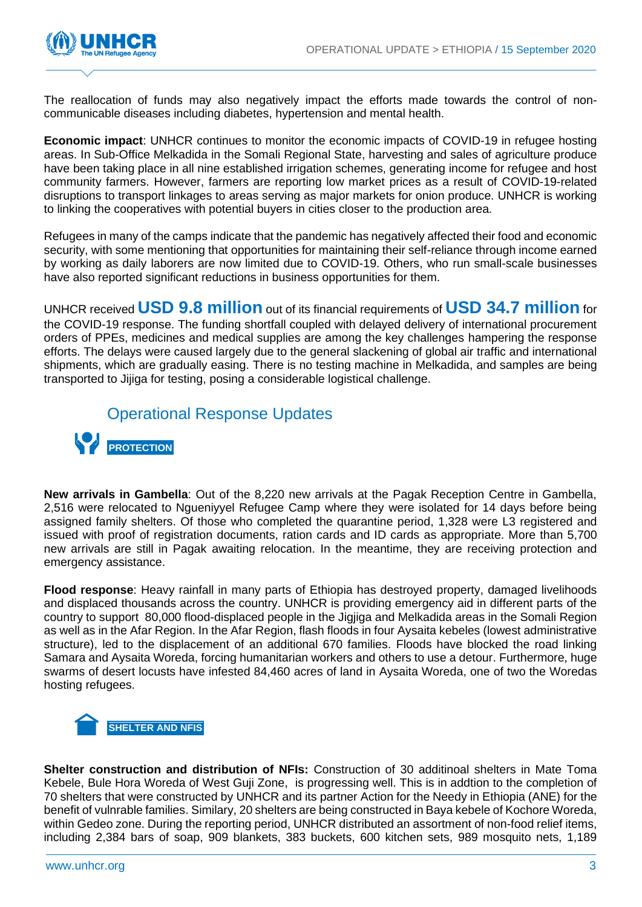The reallocation of funds may also negatively impact the efforts made towards the control of non-communicable diseases including diabetes, hypertension and mental health.

**Economic impact**: UNHCR continues to monitor the economic impacts of COVID-19 in refugee hosting areas. In Sub-Office Melkadida in the Somali Regional State, harvesting and sales of agriculture produce have been taking place in all nine established irrigation schemes, generating income for refugee and host community farmers. However, farmers are reporting low market prices as a result of COVID-19-related disruptions to transport linkages to areas serving as major markets for onion produce. UNHCR is working to linking the cooperatives with potential buyers in cities closer to the production area.

Refugees in many of the camps indicate that the pandemic has negatively affected their food and economic security, with some mentioning that opportunities for maintaining their self-reliance through income earned by working as daily laborers are now limited due to COVID-19. Others, who run small-scale businesses have also reported significant reductions in business opportunities for them.

UNHCR received **USD 9.8 million** out of its financial requirements of **USD 34.7 million** for the COVID-19 response. The funding shortfall coupled with delayed delivery of international procurement orders of PPEs, medicines and medical supplies are among the key challenges hampering the response efforts. The delays were caused largely due to the general slackening of global air traffic and international shipments, which are gradually easing. There is no testing machine in Melkadida, and samples are being transported to Jijiga for testing, posing a considerable logistical challenge.

## Operational Response Updates

### PROTECTION

**New arrivals in Gambella**: Out of the 8,220 new arrivals at the Pagak Reception Centre in Gambella, 2,516 were relocated to Ngueniyyel Refugee Camp where they were isolated for 14 days before being assigned family shelters. Of those who completed the quarantine period, 1,328 were L3 registered and issued with proof of registration documents, ration cards and ID cards as appropriate. More than 5,700 new arrivals are still in Pagak awaiting relocation. In the meantime, they are receiving protection and emergency assistance.

**Flood response**: Heavy rainfall in many parts of Ethiopia has destroyed property, damaged livelihoods and displaced thousands across the country. UNHCR is providing emergency aid in different parts of the country to support 80,000 flood-displaced people in the Jigjiga and Melkadida areas in the Somali Region as well as in the Afar Region. In the Afar Region, flash floods in four Aysaita kebeles (lowest administrative structure), led to the displacement of an additional 670 families. Floods have blocked the road linking Samara and Aysaita Woreda, forcing humanitarian workers and others to use a detour. Furthermore, huge swarms of desert locusts have infested 84,460 acres of land in Aysaita Woreda, one of two the Woredas hosting refugees.

### SHELTER AND NFIS

**Shelter construction and distribution of NFIs:** Construction of 30 additinoal shelters in Mate Toma Kebele, Bule Hora Woreda of West Guji Zone, is progressing well. This is in addtion to the completion of 70 shelters that were constructed by UNHCR and its partner Action for the Needy in Ethiopia (ANE) for the benefit of vulnrable families. Similary, 20 shelters are being constructed in Baya kebele of Kochore Woreda, within Gedeo zone. During the reporting period, UNHCR distributed an assortment of non-food relief items, including 2,384 bars of soap, 909 blankets, 383 buckets, 600 kitchen sets, 989 mosquito nets, 1,189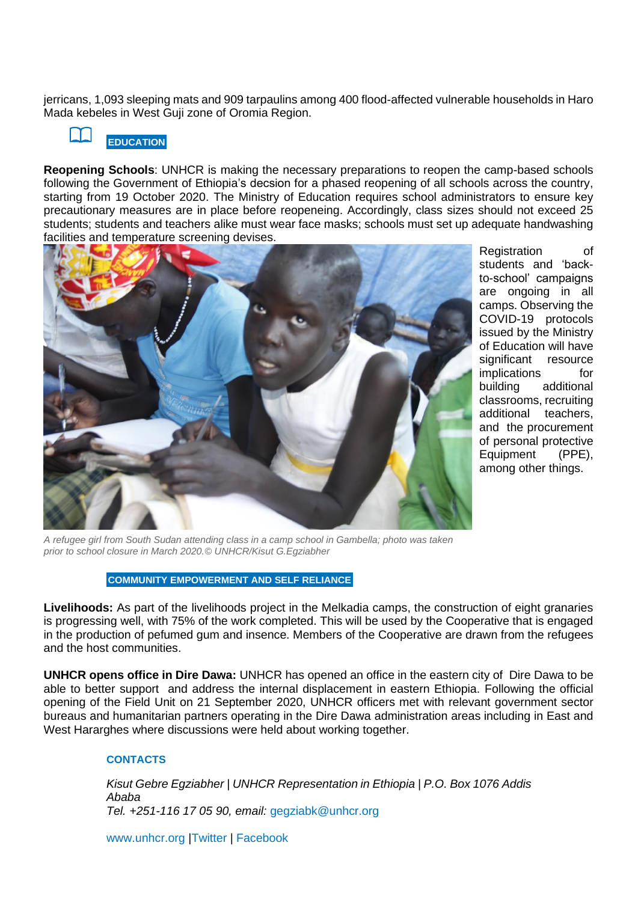jerricans, 1,093 sleeping mats and 909 tarpaulins among 400 flood-affected vulnerable households in Haro Mada kebeles in West Guji zone of Oromia Region.

## EDUCATION

**Reopening Schools**: UNHCR is making the necessary preparations to reopen the camp-based schools following the Government of Ethiopia's decsion for a phased reopening of all schools across the country, starting from 19 October 2020. The Ministry of Education requires school administrators to ensure key precautionary measures are in place before reopeneing. Accordingly, class sizes should not exceed 25 students; students and teachers alike must wear face masks; schools must set up adequate handwashing facilities and temperature screening devises.

Registration of students and 'back-to-school' campaigns are ongoing in all camps. Observing the COVID-19 protocols issued by the Ministry of Education will have significant resource implications for building additional classrooms, recruiting additional teachers, and the procurement of personal protective Equipment (PPE), among other things.

*A refugee girl from South Sudan attending class in a camp school in Gambella; photo was taken prior to school closure in March 2020.© UNHCR/Kisut G.Egziabher*

## COMMUNITY EMPOWERMENT AND SELF RELIANCE

**Livelihoods:** As part of the livelihoods project in the Melkadia camps, the construction of eight granaries is progressing well, with 75% of the work completed. This will be used by the Cooperative that is engaged in the production of pefumed gum and insence. Members of the Cooperative are drawn from the refugees and the host communities.

**UNHCR opens office in Dire Dawa:** UNHCR has opened an office in the eastern city of Dire Dawa to be able to better support and address the internal displacement in eastern Ethiopia. Following the official opening of the Field Unit on 21 September 2020, UNHCR officers met with relevant government sector bureaus and humanitarian partners operating in the Dire Dawa administration areas including in East and West Hararghes where discussions were held about working together.

## CONTACTS

*Kisut Gebre Egziabher | UNHCR Representation in Ethiopia | P.O. Box 1076 Addis Ababa*
*Tel. +251-116 17 05 90, email:* gegziabk@unhcr.org

www.unhcr.org |Twitter | Facebook